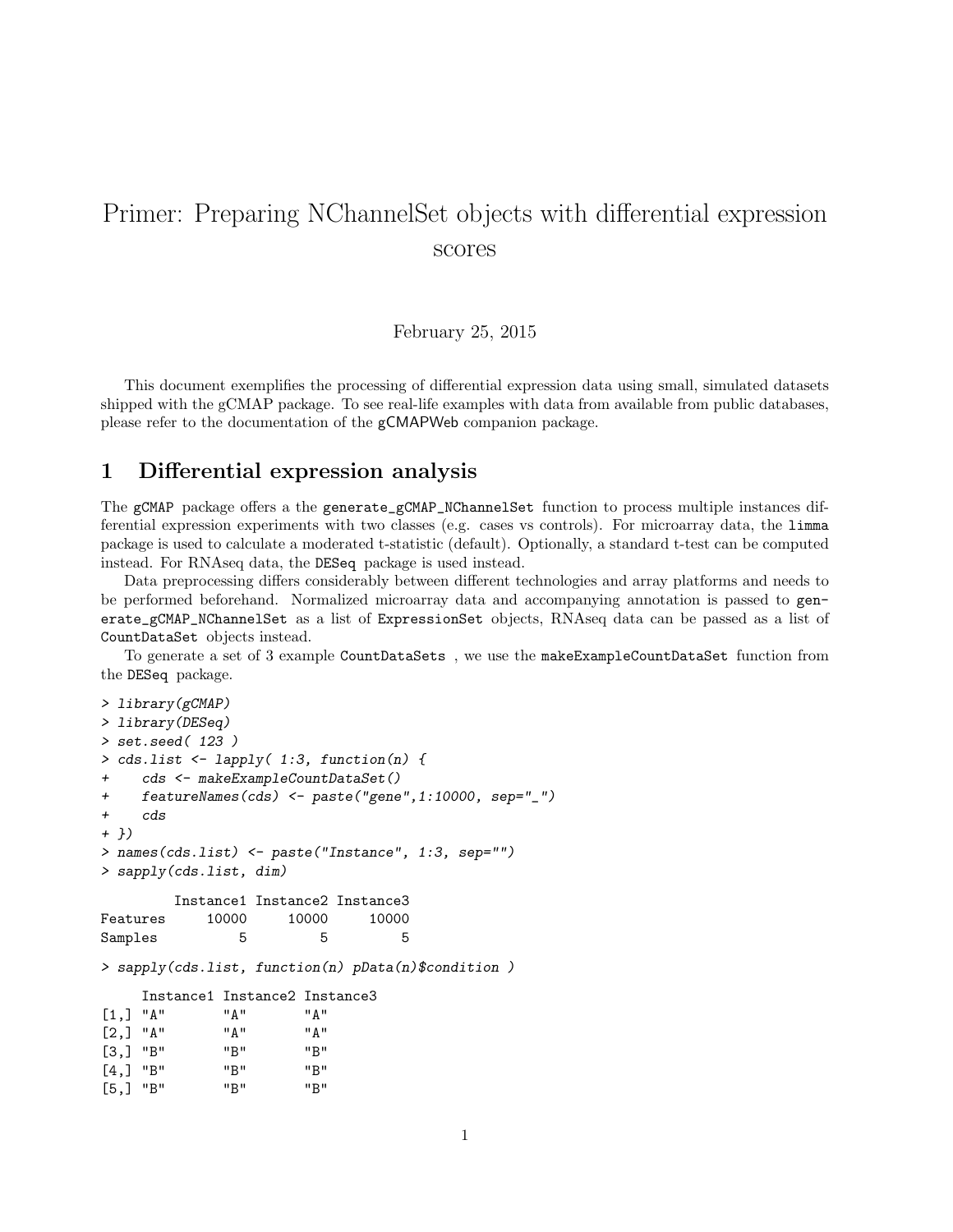#### Primer: Preparing NChannelSet objects with differential expression scores

February 25, 2015

This document exemplifies the processing of differential expression data using small, simulated datasets shipped with the gCMAP package. To see real-life examples with data from available from public databases, please refer to the documentation of the gCMAPWeb companion package.

## 1 Differential expression analysis

The gCMAP package offers a the `generate_gCMAP_NChannelSet` function to process multiple instances differential expression experiments with two classes (e.g. cases vs controls). For microarray data, the `limma` package is used to calculate a moderated t-statistic (default). Optionally, a standard t-test can be computed instead. For RNAseq data, the `DESeq` package is used instead.

Data preprocessing differs considerably between different technologies and array platforms and needs to be performed beforehand. Normalized microarray data and accompanying annotation is passed to `generate_gCMAP_NChannelSet` as a list of `ExpressionSet` objects, RNAseq data can be passed as a list of `CountDataSet` objects instead.

To generate a set of 3 example `CountDataSets` , we use the `makeExampleCountDataSet` function from the `DESeq` package.

```
> library(gCMAP)
> library(DESeq)
> set.seed( 123 )
> cds.list <- lapply( 1:3, function(n) {
+     cds <- makeExampleCountDataSet()
+     featureNames(cds) <- paste("gene",1:10000, sep="_")
+     cds
+ })
> names(cds.list) <- paste("Instance", 1:3, sep="")
> sapply(cds.list, dim)

         Instance1 Instance2 Instance3
Features     10000     10000     10000
Samples          5         5         5

> sapply(cds.list, function(n) pData(n)$condition )

     Instance1 Instance2 Instance3
[1,] "A"       "A"       "A"
[2,] "A"       "A"       "A"
[3,] "B"       "B"       "B"
[4,] "B"       "B"       "B"
[5,] "B"       "B"       "B"
```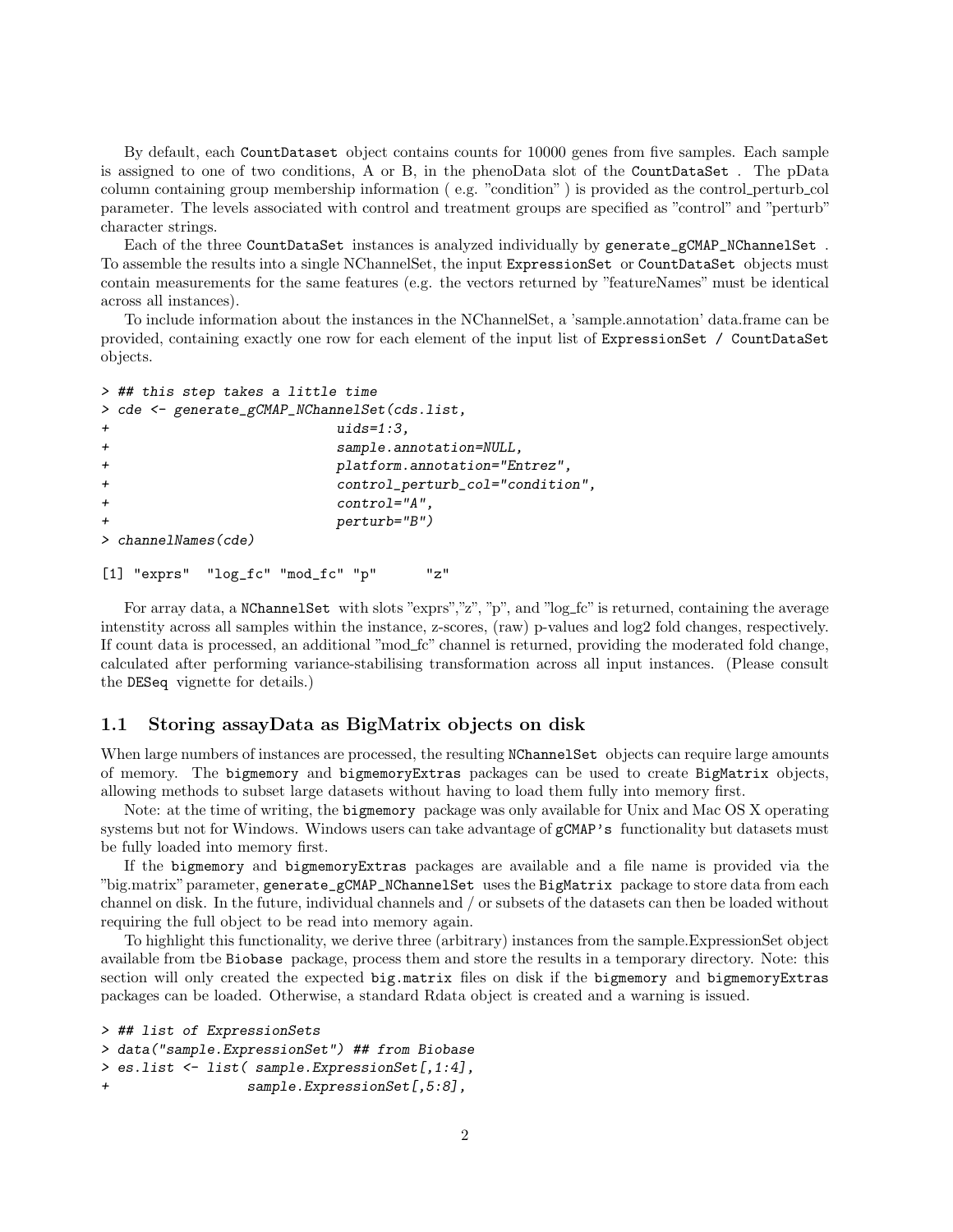By default, each CountDataset object contains counts for 10000 genes from five samples. Each sample is assigned to one of two conditions, A or B, in the phenoData slot of the CountDataSet . The pData column containing group membership information ( e.g. "condition" ) is provided as the control_perturb_col parameter. The levels associated with control and treatment groups are specified as "control" and "perturb" character strings.

Each of the three CountDataSet instances is analyzed individually by generate_gCMAP_NChannelSet . To assemble the results into a single NChannelSet, the input ExpressionSet or CountDataSet objects must contain measurements for the same features (e.g. the vectors returned by "featureNames" must be identical across all instances).

To include information about the instances in the NChannelSet, a 'sample.annotation' data.frame can be provided, containing exactly one row for each element of the input list of ExpressionSet / CountDataSet objects.

```
> ## this step takes a little time
> cde <- generate_gCMAP_NChannelSet(cds.list,
+                            uids=1:3,
+                            sample.annotation=NULL,
+                            platform.annotation="Entrez",
+                            control_perturb_col="condition",
+                            control="A",
+                            perturb="B")
> channelNames(cde)

[1] "exprs"  "log_fc" "mod_fc" "p"      "z"
```

For array data, a NChannelSet with slots "exprs","z", "p", and "log_fc" is returned, containing the average intenstity across all samples within the instance, z-scores, (raw) p-values and log2 fold changes, respectively. If count data is processed, an additional "mod_fc" channel is returned, providing the moderated fold change, calculated after performing variance-stabilising transformation across all input instances. (Please consult the DESeq vignette for details.)

## 1.1 Storing assayData as BigMatrix objects on disk

When large numbers of instances are processed, the resulting NChannelSet objects can require large amounts of memory. The bigmemory and bigmemoryExtras packages can be used to create BigMatrix objects, allowing methods to subset large datasets without having to load them fully into memory first.

Note: at the time of writing, the bigmemory package was only available for Unix and Mac OS X operating systems but not for Windows. Windows users can take advantage of gCMAP's functionality but datasets must be fully loaded into memory first.

If the bigmemory and bigmemoryExtras packages are available and a file name is provided via the "big.matrix" parameter, generate_gCMAP_NChannelSet uses the BigMatrix package to store data from each channel on disk. In the future, individual channels and / or subsets of the datasets can then be loaded without requiring the full object to be read into memory again.

To highlight this functionality, we derive three (arbitrary) instances from the sample.ExpressionSet object available from tbe Biobase package, process them and store the results in a temporary directory. Note: this section will only created the expected big.matrix files on disk if the bigmemory and bigmemoryExtras packages can be loaded. Otherwise, a standard Rdata object is created and a warning is issued.

```
> ## list of ExpressionSets
> data("sample.ExpressionSet") ## from Biobase
> es.list <- list( sample.ExpressionSet[,1:4],
+                  sample.ExpressionSet[,5:8],
```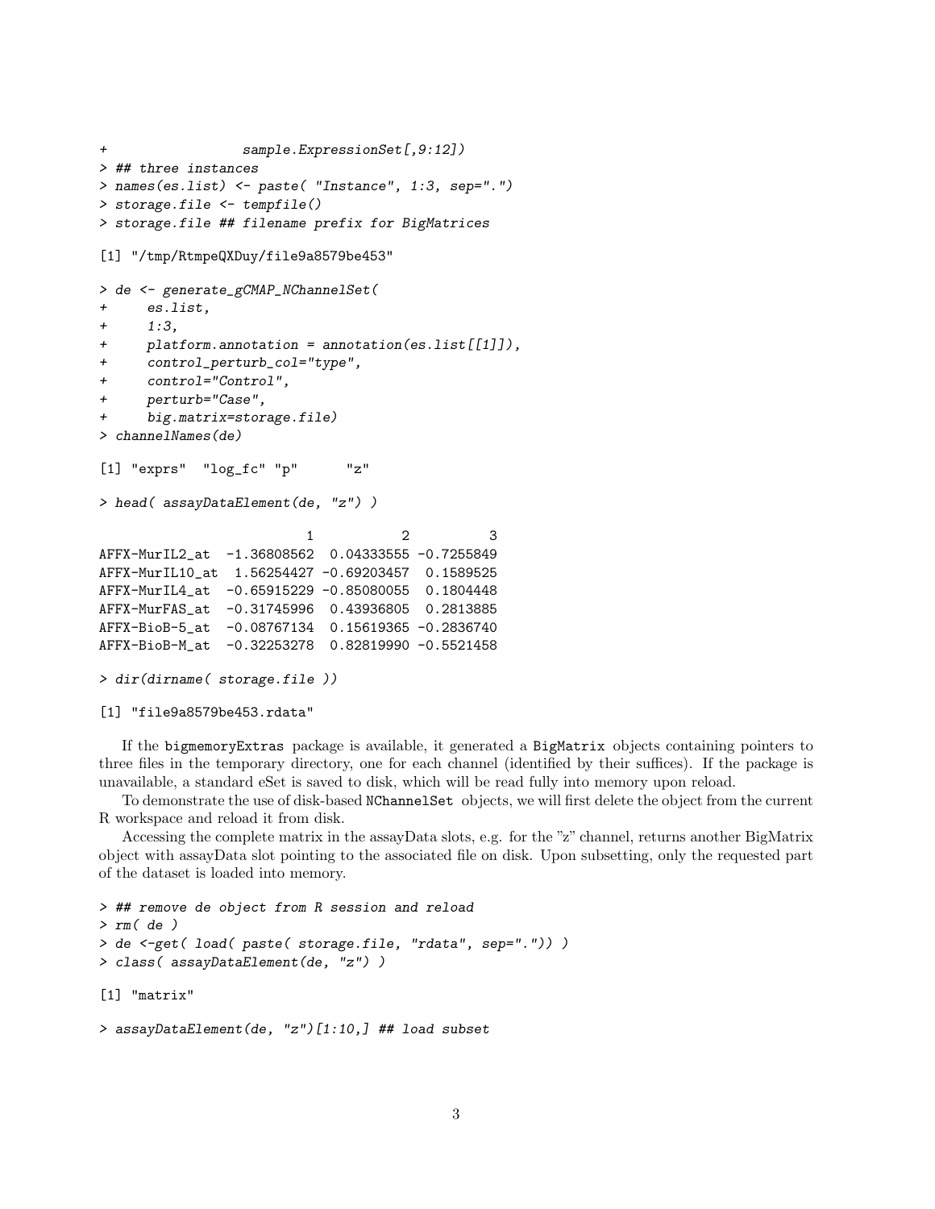```
+                 sample.ExpressionSet[,9:12])
> ## three instances
> names(es.list) <- paste( "Instance", 1:3, sep=".")
> storage.file <- tempfile()
> storage.file ## filename prefix for BigMatrices

[1] "/tmp/RtmpeQXDuy/file9a8579be453"

> de <- generate_gCMAP_NChannelSet(
+     es.list,
+     1:3,
+     platform.annotation = annotation(es.list[[1]]),
+     control_perturb_col="type",
+     control="Control",
+     perturb="Case",
+     big.matrix=storage.file)
> channelNames(de)

[1] "exprs"  "log_fc" "p"      "z"

> head( assayDataElement(de, "z") )

                          1           2          3
AFFX-MurIL2_at  -1.36808562  0.04333555 -0.7255849
AFFX-MurIL10_at  1.56254427 -0.69203457  0.1589525
AFFX-MurIL4_at  -0.65915229 -0.85080055  0.1804448
AFFX-MurFAS_at  -0.31745996  0.43936805  0.2813885
AFFX-BioB-5_at  -0.08767134  0.15619365 -0.2836740
AFFX-BioB-M_at  -0.32253278  0.82819990 -0.5521458

> dir(dirname( storage.file ))

[1] "file9a8579be453.rdata"
```

If the bigmemoryExtras package is available, it generated a BigMatrix objects containing pointers to three files in the temporary directory, one for each channel (identified by their suffices). If the package is unavailable, a standard eSet is saved to disk, which will be read fully into memory upon reload.

To demonstrate the use of disk-based NChannelSet objects, we will first delete the object from the current R workspace and reload it from disk.

Accessing the complete matrix in the assayData slots, e.g. for the "z" channel, returns another BigMatrix object with assayData slot pointing to the associated file on disk. Upon subsetting, only the requested part of the dataset is loaded into memory.

```
> ## remove de object from R session and reload
> rm( de )
> de <-get( load( paste( storage.file, "rdata", sep=".")) )
> class( assayDataElement(de, "z") )

[1] "matrix"

> assayDataElement(de, "z")[1:10,] ## load subset
```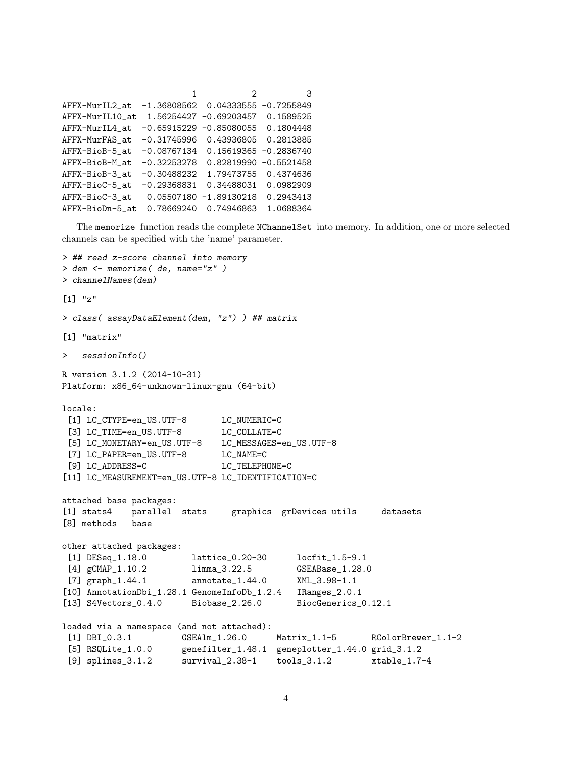```
                         1           2          3
AFFX-MurIL2_at  -1.36808562  0.04333555 -0.7255849
AFFX-MurIL10_at  1.56254427 -0.69203457  0.1589525
AFFX-MurIL4_at  -0.65915229 -0.85080055  0.1804448
AFFX-MurFAS_at  -0.31745996  0.43936805  0.2813885
AFFX-BioB-5_at  -0.08767134  0.15619365 -0.2836740
AFFX-BioB-M_at  -0.32253278  0.82819990 -0.5521458
AFFX-BioB-3_at  -0.30488232  1.79473755  0.4374636
AFFX-BioC-5_at  -0.29368831  0.34488031  0.0982909
AFFX-BioC-3_at   0.05507180 -1.89130218  0.2943413
AFFX-BioDn-5_at  0.78669240  0.74946863  1.0688364
```

The memorize function reads the complete NChannelSet into memory. In addition, one or more selected channels can be specified with the 'name' parameter.

```
> ## read z-score channel into memory
> dem <- memorize( de, name="z" )
> channelNames(dem)

[1] "z"

> class( assayDataElement(dem, "z") ) ## matrix

[1] "matrix"

>   sessionInfo()

R version 3.1.2 (2014-10-31)
Platform: x86_64-unknown-linux-gnu (64-bit)

locale:
 [1] LC_CTYPE=en_US.UTF-8       LC_NUMERIC=C
 [3] LC_TIME=en_US.UTF-8        LC_COLLATE=C
 [5] LC_MONETARY=en_US.UTF-8    LC_MESSAGES=en_US.UTF-8
 [7] LC_PAPER=en_US.UTF-8       LC_NAME=C
 [9] LC_ADDRESS=C               LC_TELEPHONE=C
[11] LC_MEASUREMENT=en_US.UTF-8 LC_IDENTIFICATION=C

attached base packages:
[1] stats4    parallel  stats     graphics  grDevices utils     datasets
[8] methods   base

other attached packages:
 [1] DESeq_1.18.0         lattice_0.20-30      locfit_1.5-9.1
 [4] gCMAP_1.10.2         limma_3.22.5         GSEABase_1.28.0
 [7] graph_1.44.1         annotate_1.44.0      XML_3.98-1.1
[10] AnnotationDbi_1.28.1 GenomeInfoDb_1.2.4   IRanges_2.0.1
[13] S4Vectors_0.4.0      Biobase_2.26.0       BiocGenerics_0.12.1

loaded via a namespace (and not attached):
 [1] DBI_0.3.1          GSEAlm_1.26.0      Matrix_1.1-5       RColorBrewer_1.1-2
 [5] RSQLite_1.0.0      genefilter_1.48.1  geneplotter_1.44.0 grid_3.1.2
 [9] splines_3.1.2      survival_2.38-1    tools_3.1.2        xtable_1.7-4
```